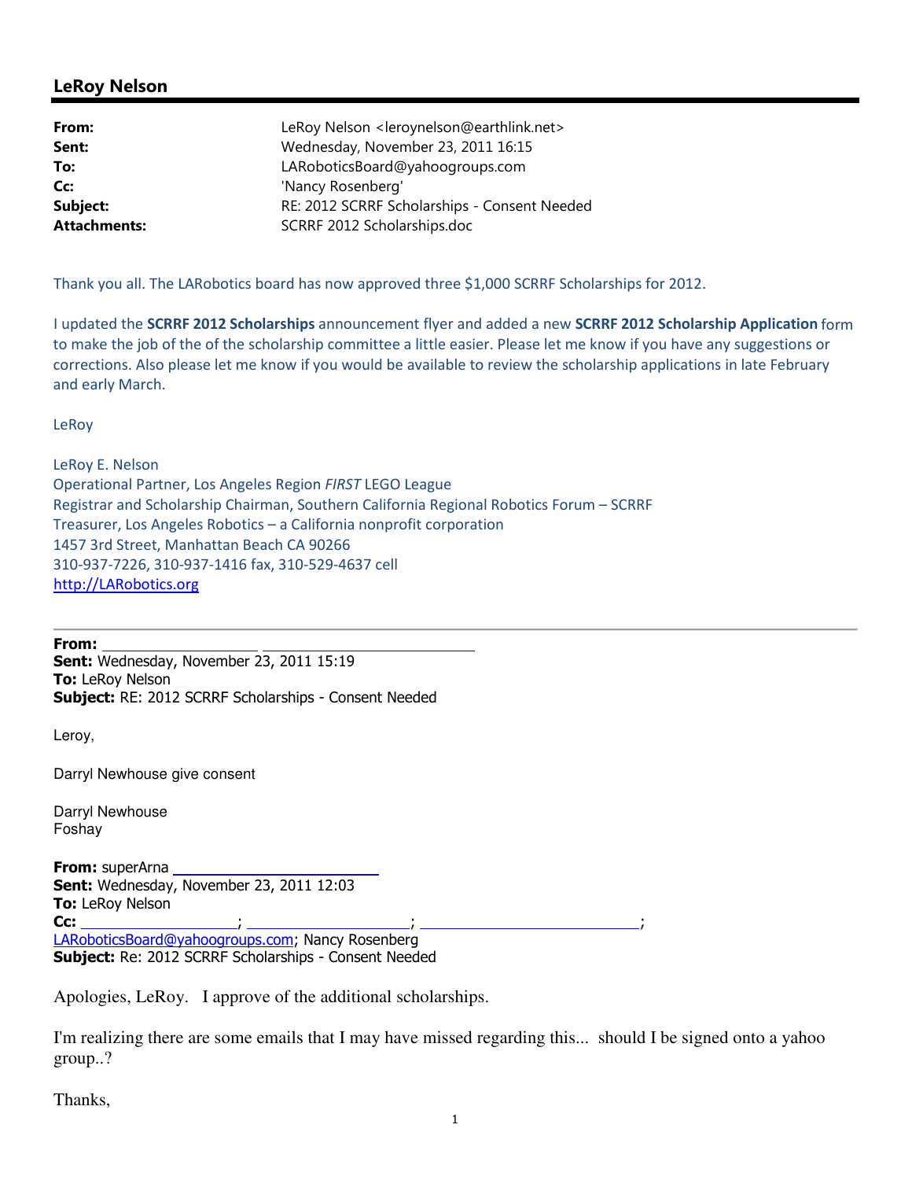## LeRoy Nelson

| | |
|---|---|
| **From:** | LeRoy Nelson <leroynelson@earthlink.net> |
| **Sent:** | Wednesday, November 23, 2011 16:15 |
| **To:** | LARoboticsBoard@yahoogroups.com |
| **Cc:** | 'Nancy Rosenberg' |
| **Subject:** | RE: 2012 SCRRF Scholarships - Consent Needed |
| **Attachments:** | SCRRF 2012 Scholarships.doc |

Thank you all. The LARobotics board has now approved three $1,000 SCRRF Scholarships for 2012.

I updated the **SCRRF 2012 Scholarships** announcement flyer and added a new **SCRRF 2012 Scholarship Application** form to make the job of the of the scholarship committee a little easier. Please let me know if you have any suggestions or corrections. Also please let me know if you would be available to review the scholarship applications in late February and early March.

LeRoy

LeRoy E. Nelson
Operational Partner, Los Angeles Region *FIRST* LEGO League
Registrar and Scholarship Chairman, Southern California Regional Robotics Forum – SCRRF
Treasurer, Los Angeles Robotics – a California nonprofit corporation
1457 3rd Street, Manhattan Beach CA 90266
310-937-7226, 310-937-1416 fax, 310-529-4637 cell
http://LARobotics.org

---

**From:**
**Sent:** Wednesday, November 23, 2011 15:19
**To:** LeRoy Nelson
**Subject:** RE: 2012 SCRRF Scholarships - Consent Needed

Leroy,

Darryl Newhouse give consent

Darryl Newhouse
Foshay

**From:** superArna
**Sent:** Wednesday, November 23, 2011 12:03
**To:** LeRoy Nelson
**Cc:** ; ; ; LARoboticsBoard@yahoogroups.com; Nancy Rosenberg
**Subject:** Re: 2012 SCRRF Scholarships - Consent Needed

Apologies, LeRoy.   I approve of the additional scholarships.

I'm realizing there are some emails that I may have missed regarding this...  should I be signed onto a yahoo group..?

Thanks,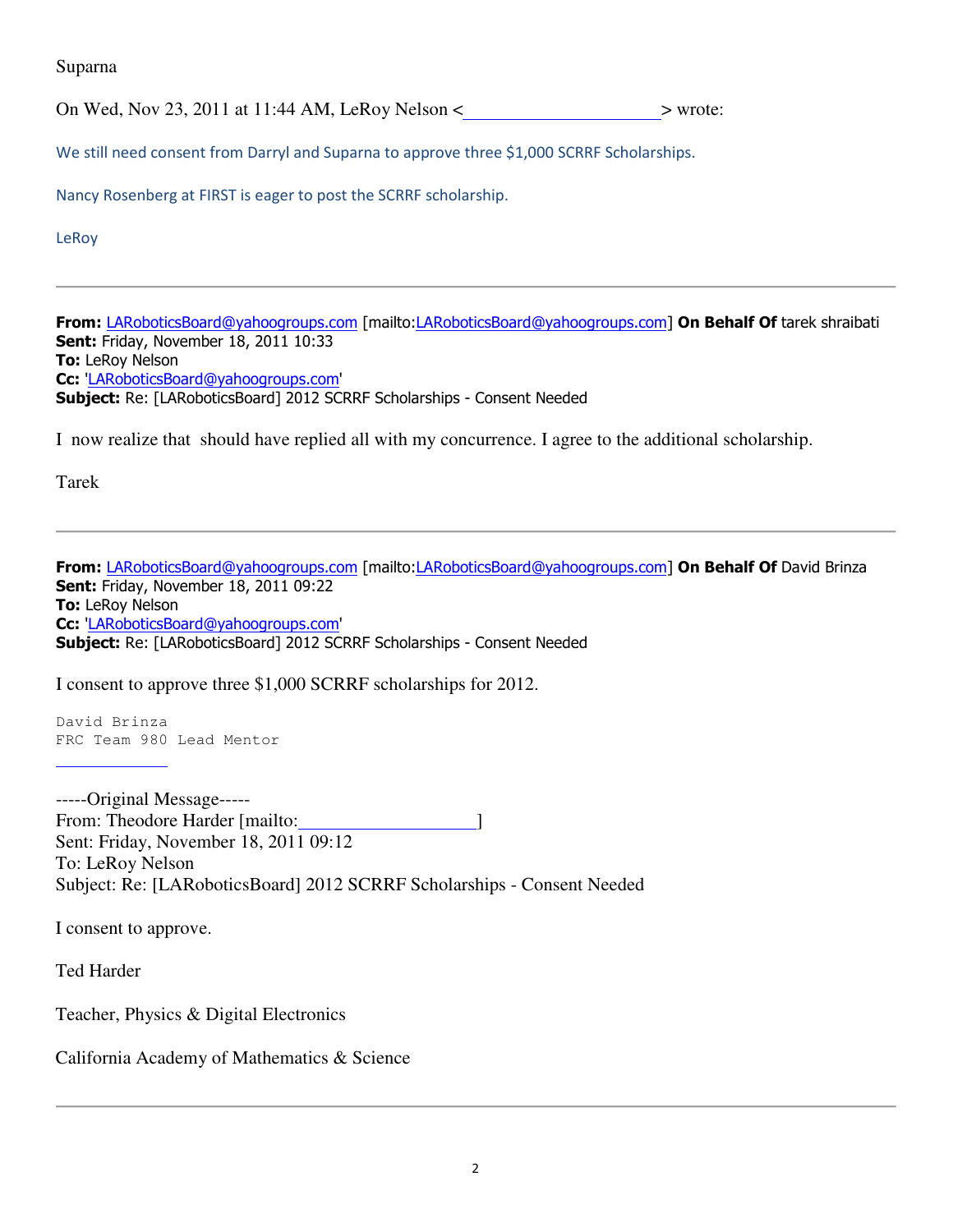Suparna

On Wed, Nov 23, 2011 at 11:44 AM, LeRoy Nelson <\_\_\_\_\_\_\_\_\_\_\_\_\_\_\_\_\_\_\_\_> wrote:

We still need consent from Darryl and Suparna to approve three $1,000 SCRRF Scholarships.

Nancy Rosenberg at FIRST is eager to post the SCRRF scholarship.

LeRoy

---

**From:** LARoboticsBoard@yahoogroups.com [mailto:LARoboticsBoard@yahoogroups.com] **On Behalf Of** tarek shraibati
**Sent:** Friday, November 18, 2011 10:33
**To:** LeRoy Nelson
**Cc:** 'LARoboticsBoard@yahoogroups.com'
**Subject:** Re: [LARoboticsBoard] 2012 SCRRF Scholarships - Consent Needed

I now realize that should have replied all with my concurrence. I agree to the additional scholarship.

Tarek

---

**From:** LARoboticsBoard@yahoogroups.com [mailto:LARoboticsBoard@yahoogroups.com] **On Behalf Of** David Brinza
**Sent:** Friday, November 18, 2011 09:22
**To:** LeRoy Nelson
**Cc:** 'LARoboticsBoard@yahoogroups.com'
**Subject:** Re: [LARoboticsBoard] 2012 SCRRF Scholarships - Consent Needed

I consent to approve three $1,000 SCRRF scholarships for 2012.

```
David Brinza
FRC Team 980 Lead Mentor
```

-----Original Message-----
From: Theodore Harder [mailto:\_\_\_\_\_\_\_\_\_\_\_\_\_\_\_\_\_\_\_\_]
Sent: Friday, November 18, 2011 09:12
To: LeRoy Nelson
Subject: Re: [LARoboticsBoard] 2012 SCRRF Scholarships - Consent Needed

I consent to approve.

Ted Harder

Teacher, Physics & Digital Electronics

California Academy of Mathematics & Science

---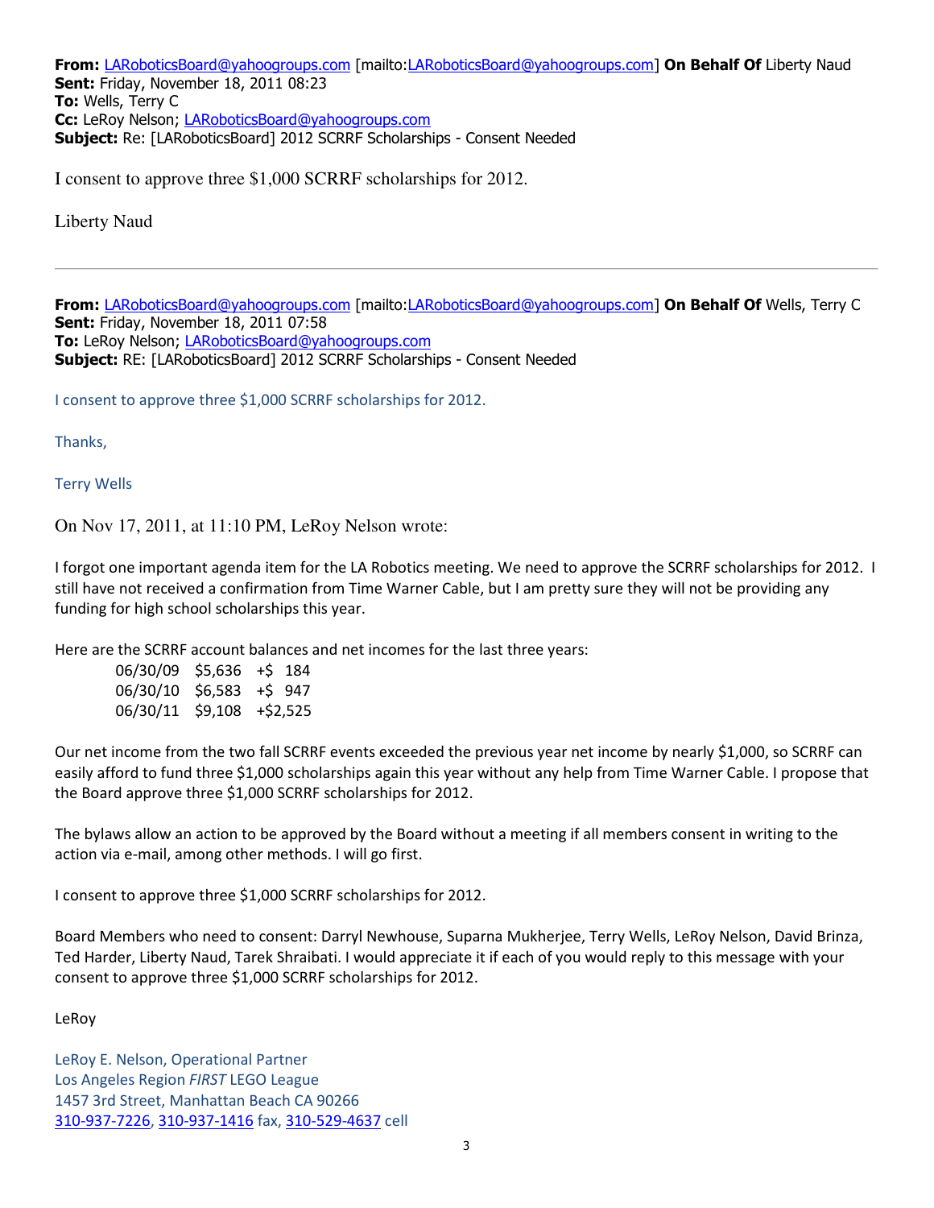**From:** LARoboticsBoard@yahoogroups.com [mailto:LARoboticsBoard@yahoogroups.com] **On Behalf Of** Liberty Naud
**Sent:** Friday, November 18, 2011 08:23
**To:** Wells, Terry C
**Cc:** LeRoy Nelson; LARoboticsBoard@yahoogroups.com
**Subject:** Re: [LARoboticsBoard] 2012 SCRRF Scholarships - Consent Needed

I consent to approve three $1,000 SCRRF scholarships for 2012.

Liberty Naud

---

**From:** LARoboticsBoard@yahoogroups.com [mailto:LARoboticsBoard@yahoogroups.com] **On Behalf Of** Wells, Terry C
**Sent:** Friday, November 18, 2011 07:58
**To:** LeRoy Nelson; LARoboticsBoard@yahoogroups.com
**Subject:** RE: [LARoboticsBoard] 2012 SCRRF Scholarships - Consent Needed

I consent to approve three $1,000 SCRRF scholarships for 2012.

Thanks,

Terry Wells

On Nov 17, 2011, at 11:10 PM, LeRoy Nelson wrote:

I forgot one important agenda item for the LA Robotics meeting. We need to approve the SCRRF scholarships for 2012. I still have not received a confirmation from Time Warner Cable, but I am pretty sure they will not be providing any funding for high school scholarships this year.

Here are the SCRRF account balances and net incomes for the last three years:

| | | |
|---|---|---|
| 06/30/09 | $5,636 | +$ 184 |
| 06/30/10 | $6,583 | +$ 947 |
| 06/30/11 | $9,108 | +$2,525 |

Our net income from the two fall SCRRF events exceeded the previous year net income by nearly $1,000, so SCRRF can easily afford to fund three $1,000 scholarships again this year without any help from Time Warner Cable. I propose that the Board approve three $1,000 SCRRF scholarships for 2012.

The bylaws allow an action to be approved by the Board without a meeting if all members consent in writing to the action via e-mail, among other methods. I will go first.

I consent to approve three $1,000 SCRRF scholarships for 2012.

Board Members who need to consent: Darryl Newhouse, Suparna Mukherjee, Terry Wells, LeRoy Nelson, David Brinza, Ted Harder, Liberty Naud, Tarek Shraibati. I would appreciate it if each of you would reply to this message with your consent to approve three $1,000 SCRRF scholarships for 2012.

LeRoy

LeRoy E. Nelson, Operational Partner
Los Angeles Region *FIRST* LEGO League
1457 3rd Street, Manhattan Beach CA 90266
310-937-7226, 310-937-1416 fax, 310-529-4637 cell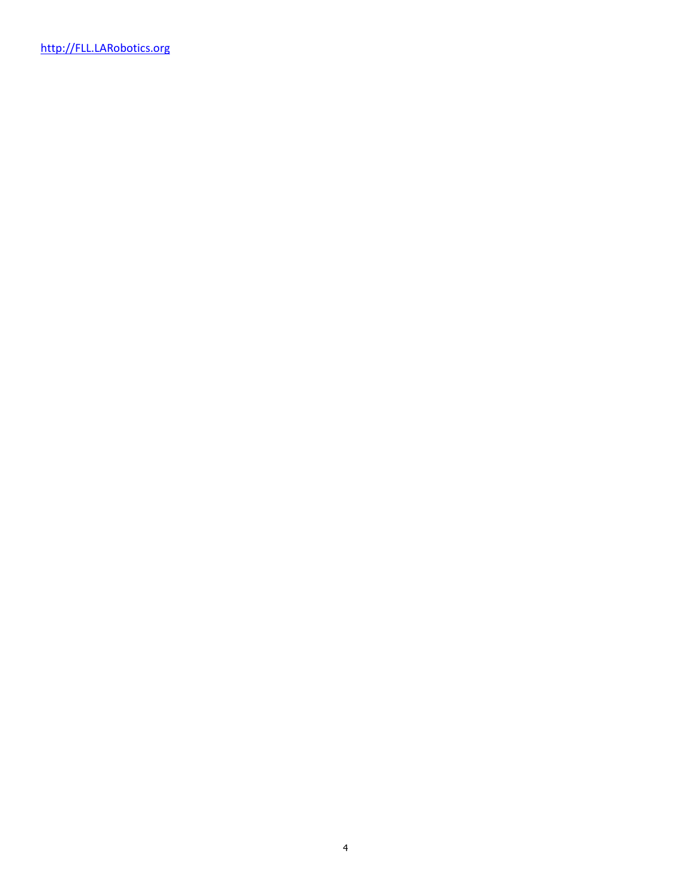http://FLL.LARobotics.org